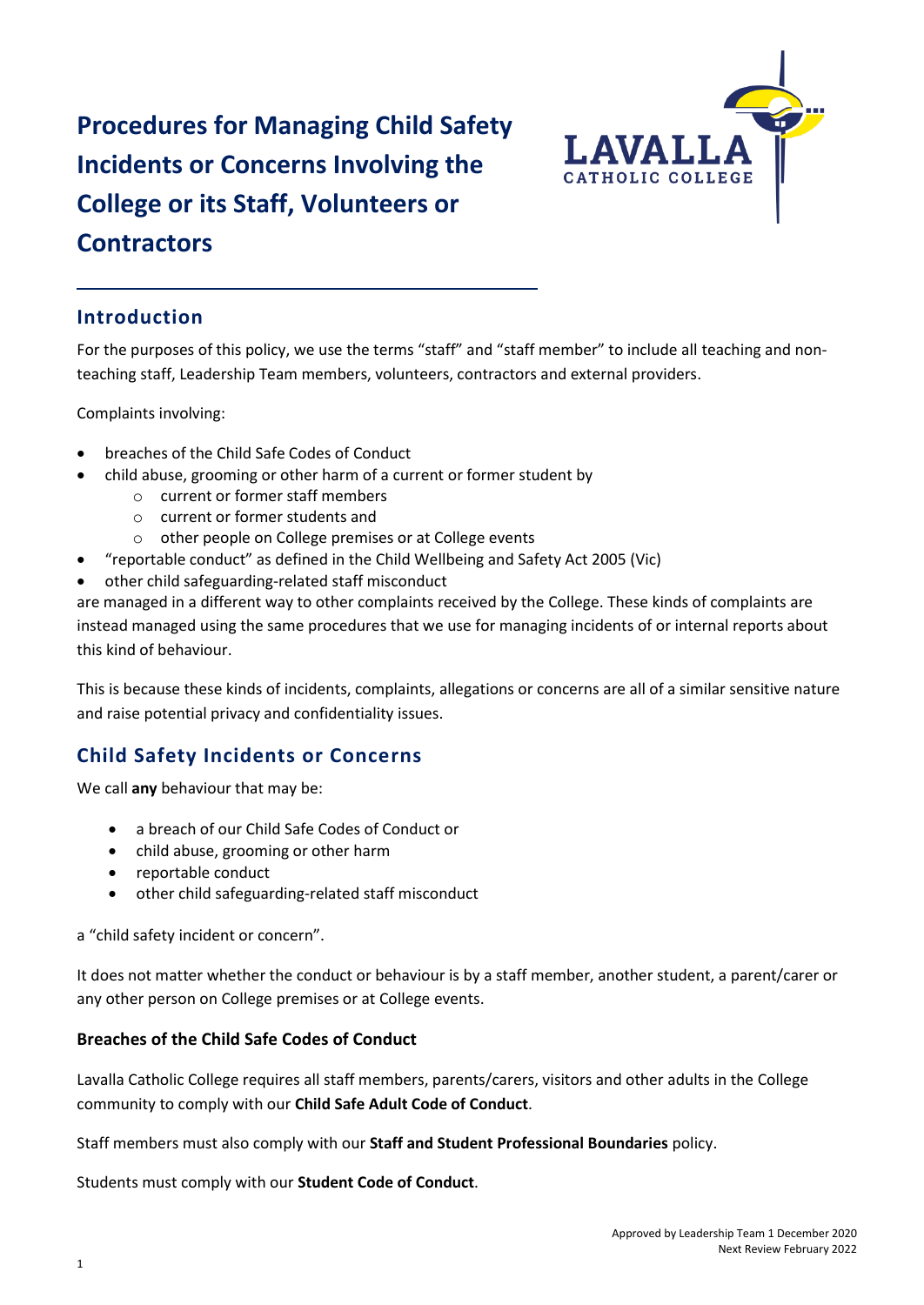# Procedures for Managing Child Safety Incidents or Concerns Involving the College or its Staff, Volunteers or Contractors

## Introduction

For the purposes of this policy, we use the terms "staff" and "staff member" to include all teaching and non-teaching staff, Leadership Team members, volunteers, contractors and external providers.

Complaints involving:

- breaches of the Child Safe Codes of Conduct
- child abuse, grooming or other harm of a current or former student by
  - current or former staff members
  - current or former students and
  - other people on College premises or at College events
- "reportable conduct" as defined in the Child Wellbeing and Safety Act 2005 (Vic)
- other child safeguarding-related staff misconduct

are managed in a different way to other complaints received by the College. These kinds of complaints are instead managed using the same procedures that we use for managing incidents of or internal reports about this kind of behaviour.

This is because these kinds of incidents, complaints, allegations or concerns are all of a similar sensitive nature and raise potential privacy and confidentiality issues.

## Child Safety Incidents or Concerns

We call **any** behaviour that may be:

- a breach of our Child Safe Codes of Conduct or
- child abuse, grooming or other harm
- reportable conduct
- other child safeguarding-related staff misconduct

a "child safety incident or concern".

It does not matter whether the conduct or behaviour is by a staff member, another student, a parent/carer or any other person on College premises or at College events.

### Breaches of the Child Safe Codes of Conduct

Lavalla Catholic College requires all staff members, parents/carers, visitors and other adults in the College community to comply with our **Child Safe Adult Code of Conduct**.

Staff members must also comply with our **Staff and Student Professional Boundaries** policy.

Students must comply with our **Student Code of Conduct**.

Approved by Leadership Team 1 December 2020
Next Review February 2022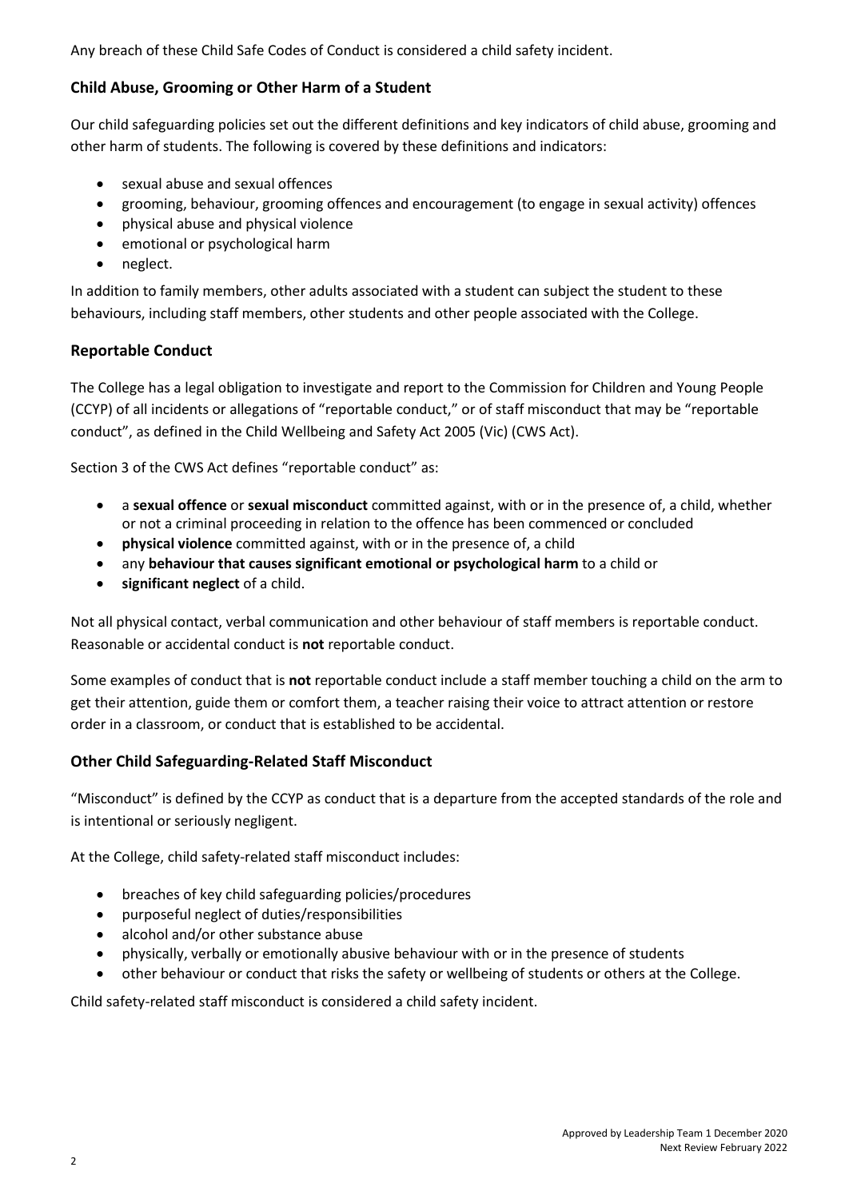Any breach of these Child Safe Codes of Conduct is considered a child safety incident.

### Child Abuse, Grooming or Other Harm of a Student

Our child safeguarding policies set out the different definitions and key indicators of child abuse, grooming and other harm of students. The following is covered by these definitions and indicators:

- sexual abuse and sexual offences
- grooming, behaviour, grooming offences and encouragement (to engage in sexual activity) offences
- physical abuse and physical violence
- emotional or psychological harm
- neglect.

In addition to family members, other adults associated with a student can subject the student to these behaviours, including staff members, other students and other people associated with the College.

### Reportable Conduct

The College has a legal obligation to investigate and report to the Commission for Children and Young People (CCYP) of all incidents or allegations of "reportable conduct," or of staff misconduct that may be "reportable conduct", as defined in the Child Wellbeing and Safety Act 2005 (Vic) (CWS Act).

Section 3 of the CWS Act defines "reportable conduct" as:

- a **sexual offence** or **sexual misconduct** committed against, with or in the presence of, a child, whether or not a criminal proceeding in relation to the offence has been commenced or concluded
- **physical violence** committed against, with or in the presence of, a child
- any **behaviour that causes significant emotional or psychological harm** to a child or
- **significant neglect** of a child.

Not all physical contact, verbal communication and other behaviour of staff members is reportable conduct. Reasonable or accidental conduct is **not** reportable conduct.

Some examples of conduct that is **not** reportable conduct include a staff member touching a child on the arm to get their attention, guide them or comfort them, a teacher raising their voice to attract attention or restore order in a classroom, or conduct that is established to be accidental.

### Other Child Safeguarding-Related Staff Misconduct

"Misconduct" is defined by the CCYP as conduct that is a departure from the accepted standards of the role and is intentional or seriously negligent.

At the College, child safety-related staff misconduct includes:

- breaches of key child safeguarding policies/procedures
- purposeful neglect of duties/responsibilities
- alcohol and/or other substance abuse
- physically, verbally or emotionally abusive behaviour with or in the presence of students
- other behaviour or conduct that risks the safety or wellbeing of students or others at the College.

Child safety-related staff misconduct is considered a child safety incident.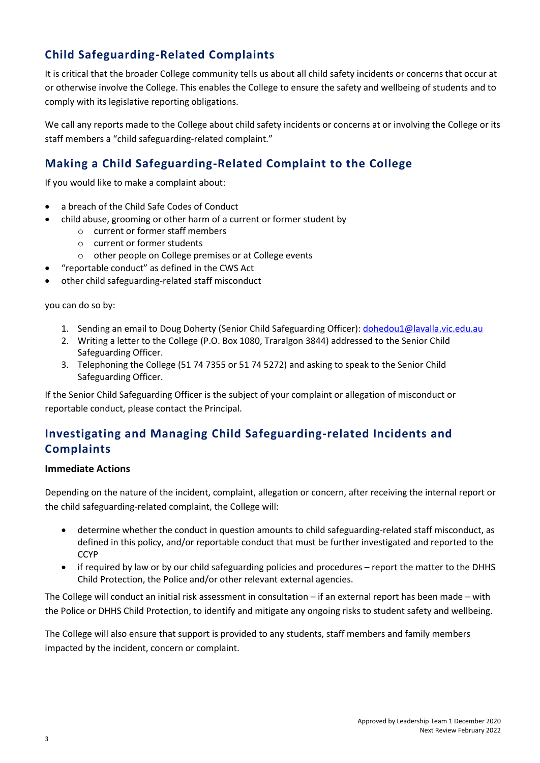## Child Safeguarding-Related Complaints

It is critical that the broader College community tells us about all child safety incidents or concerns that occur at or otherwise involve the College. This enables the College to ensure the safety and wellbeing of students and to comply with its legislative reporting obligations.

We call any reports made to the College about child safety incidents or concerns at or involving the College or its staff members a "child safeguarding-related complaint."

## Making a Child Safeguarding-Related Complaint to the College

If you would like to make a complaint about:

- a breach of the Child Safe Codes of Conduct
- child abuse, grooming or other harm of a current or former student by
  - current or former staff members
  - current or former students
  - other people on College premises or at College events
- "reportable conduct" as defined in the CWS Act
- other child safeguarding-related staff misconduct

you can do so by:

1. Sending an email to Doug Doherty (Senior Child Safeguarding Officer): dohedou1@lavalla.vic.edu.au
2. Writing a letter to the College (P.O. Box 1080, Traralgon 3844) addressed to the Senior Child Safeguarding Officer.
3. Telephoning the College (51 74 7355 or 51 74 5272) and asking to speak to the Senior Child Safeguarding Officer.

If the Senior Child Safeguarding Officer is the subject of your complaint or allegation of misconduct or reportable conduct, please contact the Principal.

## Investigating and Managing Child Safeguarding-related Incidents and Complaints

**Immediate Actions**

Depending on the nature of the incident, complaint, allegation or concern, after receiving the internal report or the child safeguarding-related complaint, the College will:

- determine whether the conduct in question amounts to child safeguarding-related staff misconduct, as defined in this policy, and/or reportable conduct that must be further investigated and reported to the CCYP
- if required by law or by our child safeguarding policies and procedures – report the matter to the DHHS Child Protection, the Police and/or other relevant external agencies.

The College will conduct an initial risk assessment in consultation – if an external report has been made – with the Police or DHHS Child Protection, to identify and mitigate any ongoing risks to student safety and wellbeing.

The College will also ensure that support is provided to any students, staff members and family members impacted by the incident, concern or complaint.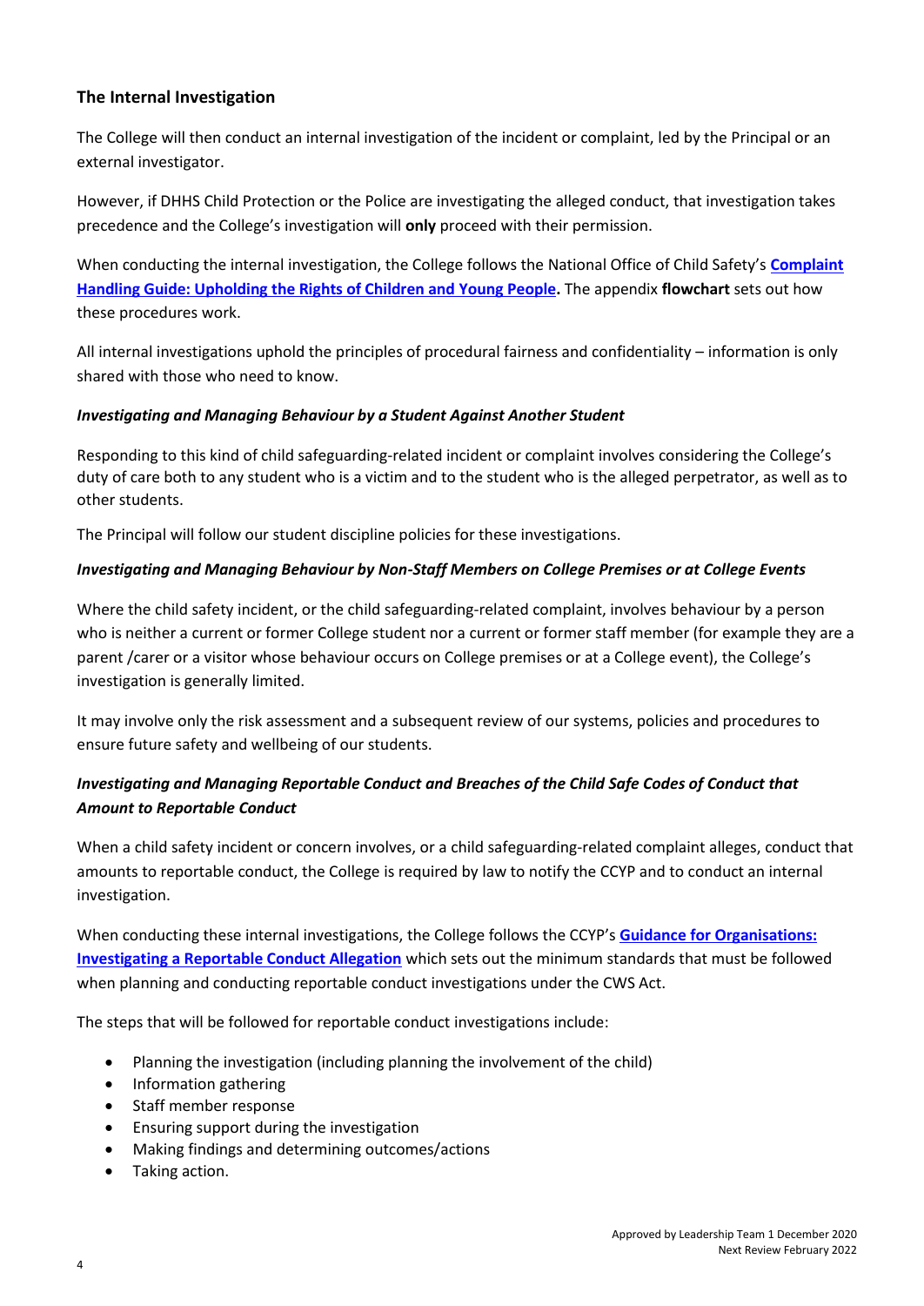### The Internal Investigation

The College will then conduct an internal investigation of the incident or complaint, led by the Principal or an external investigator.

However, if DHHS Child Protection or the Police are investigating the alleged conduct, that investigation takes precedence and the College's investigation will **only** proceed with their permission.

When conducting the internal investigation, the College follows the National Office of Child Safety's **Complaint Handling Guide: Upholding the Rights of Children and Young People.** The appendix **flowchart** sets out how these procedures work.

All internal investigations uphold the principles of procedural fairness and confidentiality – information is only shared with those who need to know.

#### *Investigating and Managing Behaviour by a Student Against Another Student*

Responding to this kind of child safeguarding-related incident or complaint involves considering the College's duty of care both to any student who is a victim and to the student who is the alleged perpetrator, as well as to other students.

The Principal will follow our student discipline policies for these investigations.

#### *Investigating and Managing Behaviour by Non-Staff Members on College Premises or at College Events*

Where the child safety incident, or the child safeguarding-related complaint, involves behaviour by a person who is neither a current or former College student nor a current or former staff member (for example they are a parent /carer or a visitor whose behaviour occurs on College premises or at a College event), the College's investigation is generally limited.

It may involve only the risk assessment and a subsequent review of our systems, policies and procedures to ensure future safety and wellbeing of our students.

#### *Investigating and Managing Reportable Conduct and Breaches of the Child Safe Codes of Conduct that Amount to Reportable Conduct*

When a child safety incident or concern involves, or a child safeguarding-related complaint alleges, conduct that amounts to reportable conduct, the College is required by law to notify the CCYP and to conduct an internal investigation.

When conducting these internal investigations, the College follows the CCYP's **Guidance for Organisations: Investigating a Reportable Conduct Allegation** which sets out the minimum standards that must be followed when planning and conducting reportable conduct investigations under the CWS Act.

The steps that will be followed for reportable conduct investigations include:

- Planning the investigation (including planning the involvement of the child)
- Information gathering
- Staff member response
- Ensuring support during the investigation
- Making findings and determining outcomes/actions
- Taking action.

Approved by Leadership Team 1 December 2020
Next Review February 2022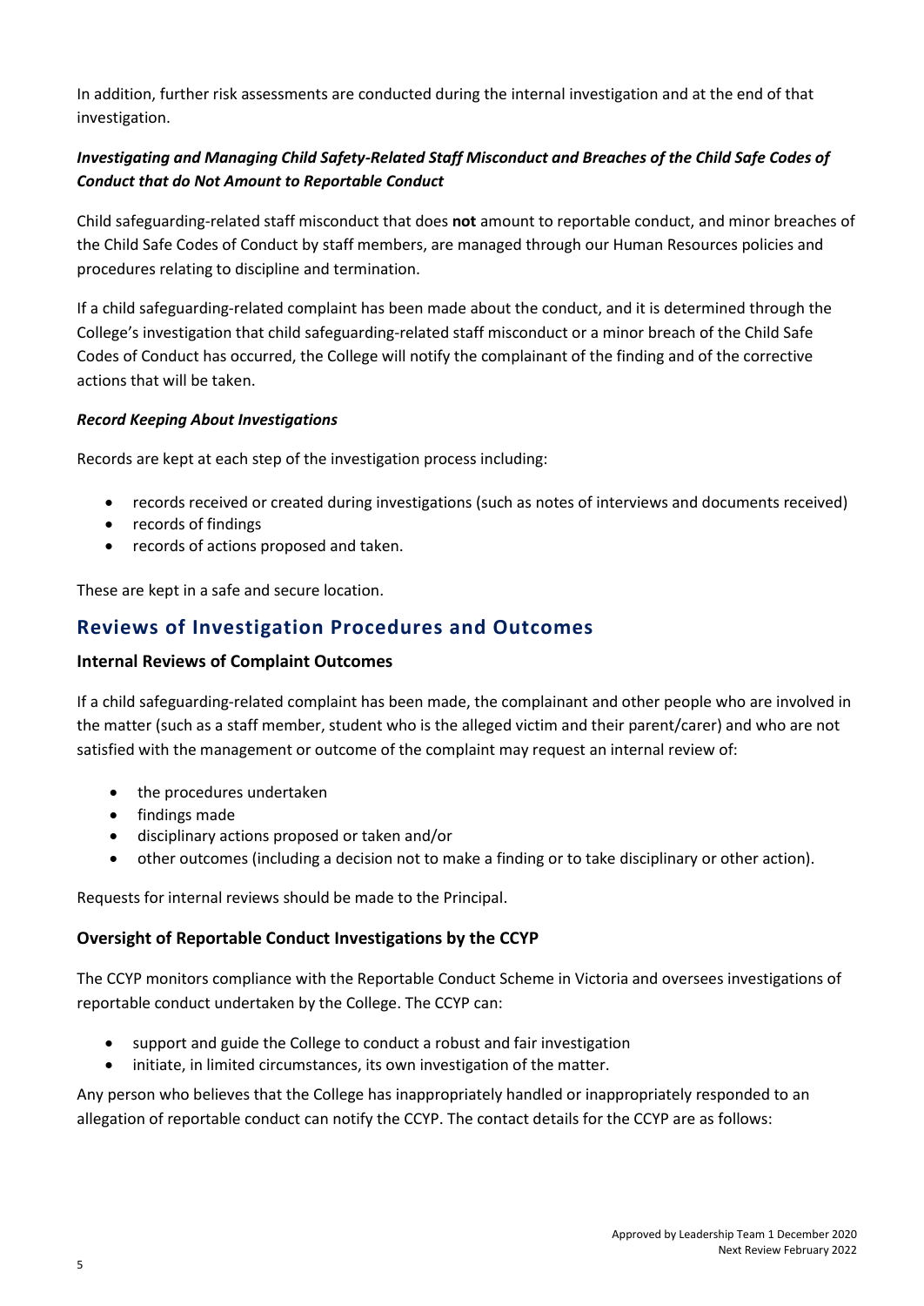In addition, further risk assessments are conducted during the internal investigation and at the end of that investigation.

### *Investigating and Managing Child Safety-Related Staff Misconduct and Breaches of the Child Safe Codes of Conduct that do Not Amount to Reportable Conduct*

Child safeguarding-related staff misconduct that does **not** amount to reportable conduct, and minor breaches of the Child Safe Codes of Conduct by staff members, are managed through our Human Resources policies and procedures relating to discipline and termination.

If a child safeguarding-related complaint has been made about the conduct, and it is determined through the College's investigation that child safeguarding-related staff misconduct or a minor breach of the Child Safe Codes of Conduct has occurred, the College will notify the complainant of the finding and of the corrective actions that will be taken.

### *Record Keeping About Investigations*

Records are kept at each step of the investigation process including:

- records received or created during investigations (such as notes of interviews and documents received)
- records of findings
- records of actions proposed and taken.

These are kept in a safe and secure location.

## Reviews of Investigation Procedures and Outcomes

### Internal Reviews of Complaint Outcomes

If a child safeguarding-related complaint has been made, the complainant and other people who are involved in the matter (such as a staff member, student who is the alleged victim and their parent/carer) and who are not satisfied with the management or outcome of the complaint may request an internal review of:

- the procedures undertaken
- findings made
- disciplinary actions proposed or taken and/or
- other outcomes (including a decision not to make a finding or to take disciplinary or other action).

Requests for internal reviews should be made to the Principal.

### Oversight of Reportable Conduct Investigations by the CCYP

The CCYP monitors compliance with the Reportable Conduct Scheme in Victoria and oversees investigations of reportable conduct undertaken by the College. The CCYP can:

- support and guide the College to conduct a robust and fair investigation
- initiate, in limited circumstances, its own investigation of the matter.

Any person who believes that the College has inappropriately handled or inappropriately responded to an allegation of reportable conduct can notify the CCYP. The contact details for the CCYP are as follows: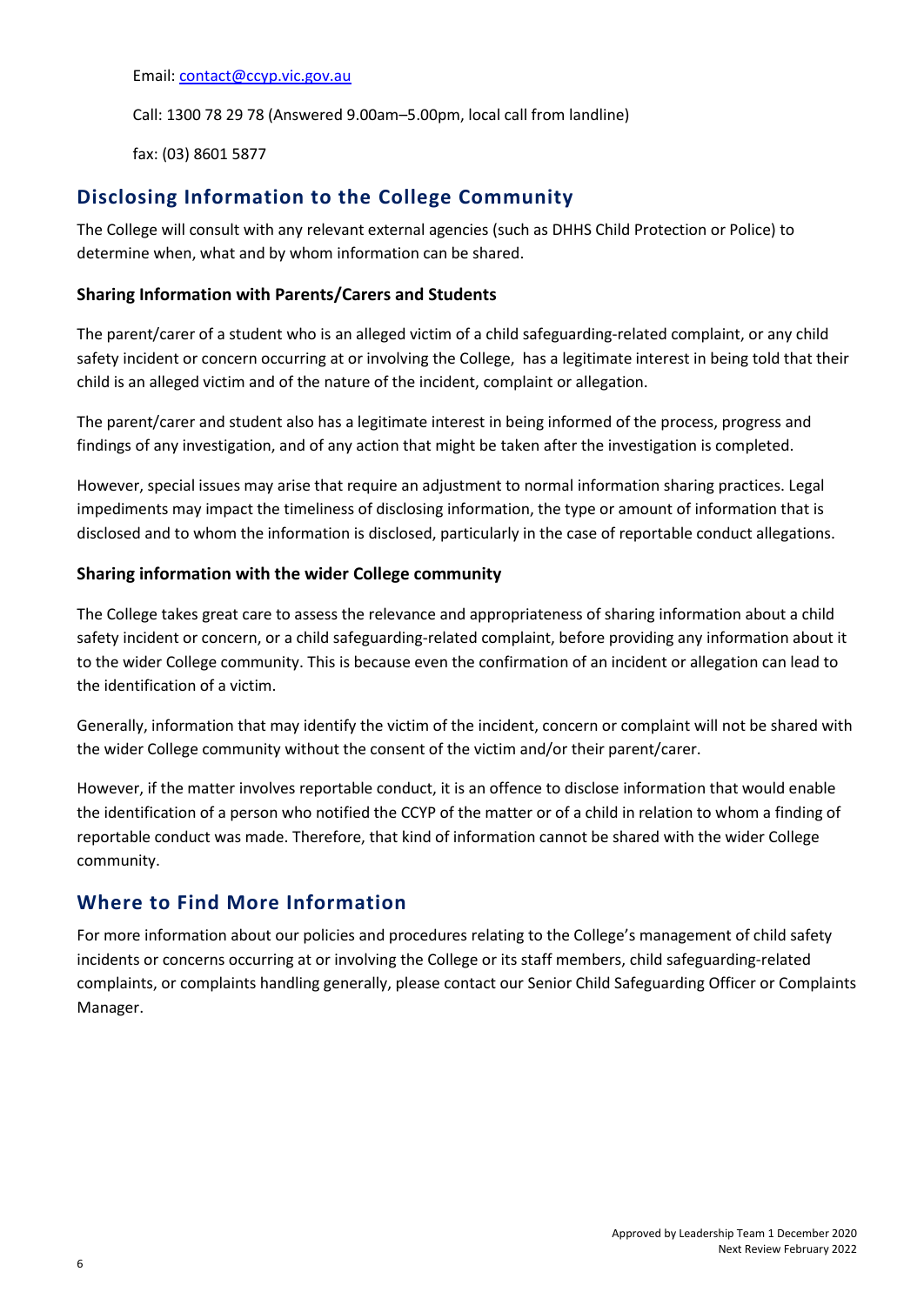Email: contact@ccyp.vic.gov.au

Call: 1300 78 29 78 (Answered 9.00am–5.00pm, local call from landline)

fax: (03) 8601 5877

## Disclosing Information to the College Community

The College will consult with any relevant external agencies (such as DHHS Child Protection or Police) to determine when, what and by whom information can be shared.

### Sharing Information with Parents/Carers and Students

The parent/carer of a student who is an alleged victim of a child safeguarding-related complaint, or any child safety incident or concern occurring at or involving the College, has a legitimate interest in being told that their child is an alleged victim and of the nature of the incident, complaint or allegation.

The parent/carer and student also has a legitimate interest in being informed of the process, progress and findings of any investigation, and of any action that might be taken after the investigation is completed.

However, special issues may arise that require an adjustment to normal information sharing practices. Legal impediments may impact the timeliness of disclosing information, the type or amount of information that is disclosed and to whom the information is disclosed, particularly in the case of reportable conduct allegations.

### Sharing information with the wider College community

The College takes great care to assess the relevance and appropriateness of sharing information about a child safety incident or concern, or a child safeguarding-related complaint, before providing any information about it to the wider College community. This is because even the confirmation of an incident or allegation can lead to the identification of a victim.

Generally, information that may identify the victim of the incident, concern or complaint will not be shared with the wider College community without the consent of the victim and/or their parent/carer.

However, if the matter involves reportable conduct, it is an offence to disclose information that would enable the identification of a person who notified the CCYP of the matter or of a child in relation to whom a finding of reportable conduct was made. Therefore, that kind of information cannot be shared with the wider College community.

## Where to Find More Information

For more information about our policies and procedures relating to the College's management of child safety incidents or concerns occurring at or involving the College or its staff members, child safeguarding-related complaints, or complaints handling generally, please contact our Senior Child Safeguarding Officer or Complaints Manager.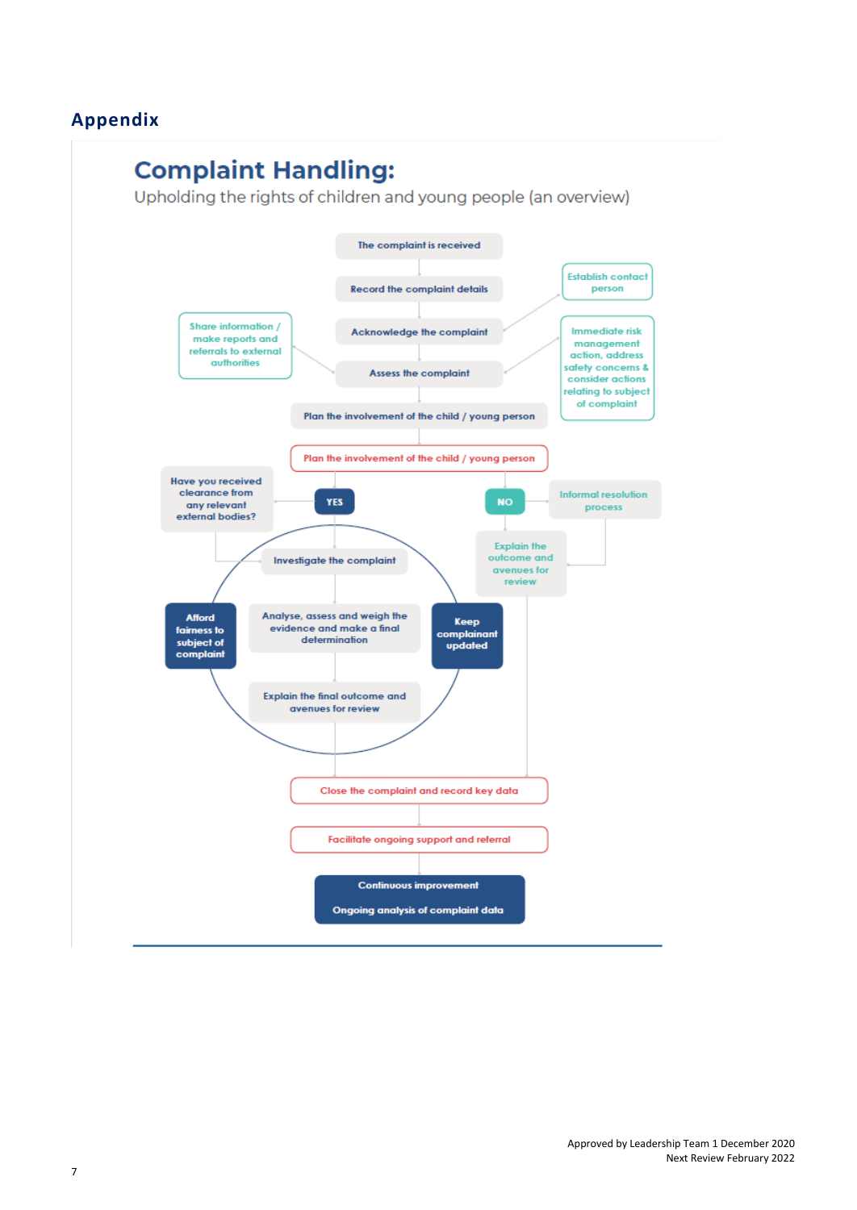## Appendix

# Complaint Handling:

Upholding the rights of children and young people (an overview)

The complaint is received

Record the complaint details

Establish contact person

Share information / make reports and referrals to external authorities

Acknowledge the complaint

Immediate risk management action, address safety concerns & consider actions relating to subject of complaint

Assess the complaint

Plan the involvement of the child / young person

Plan the involvement of the child / young person

Have you received clearance from any relevant external bodies?

YES

NO

Informal resolution process

Explain the outcome and avenues for review

Investigate the complaint

Afford fairness to subject of complaint

Analyse, assess and weigh the evidence and make a final determination

Keep complainant updated

Explain the final outcome and avenues for review

Close the complaint and record key data

Facilitate ongoing support and referral

Continuous improvement

Ongoing analysis of complaint data

Approved by Leadership Team 1 December 2020
Next Review February 2022